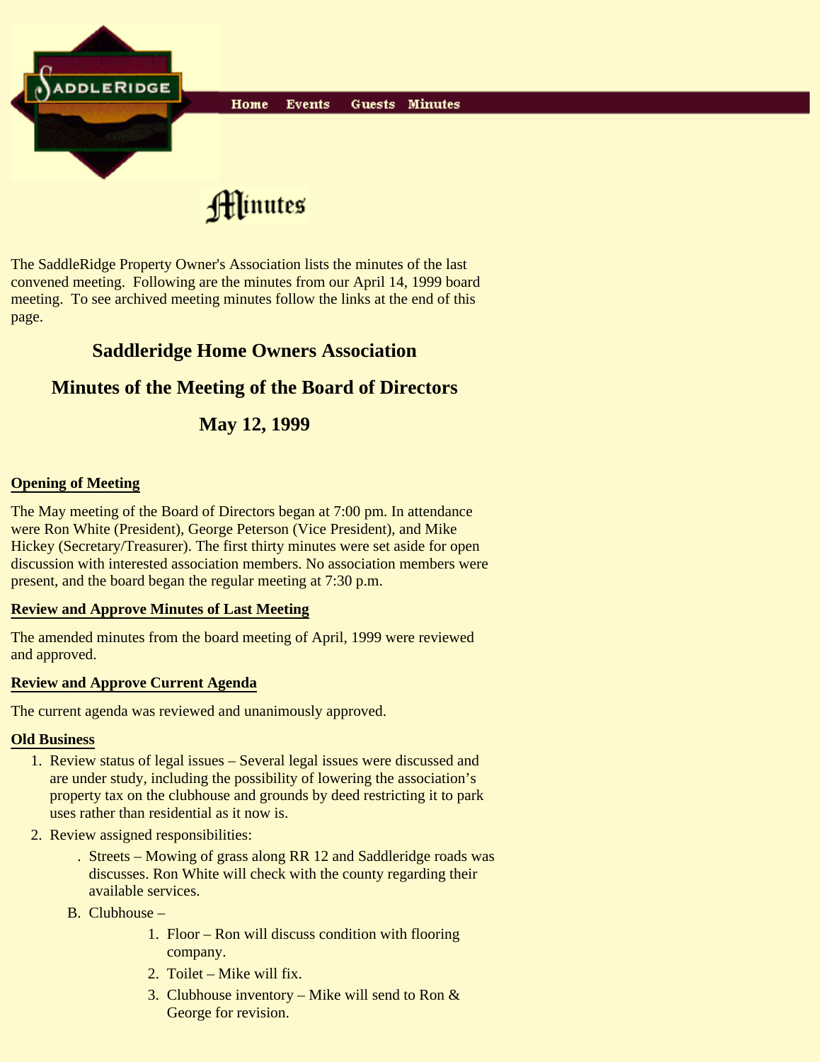Home Events Guests Minutes

# Minutes

The SaddleRidge Property Owner's Association lists the minutes of the last convened meeting. Following are the minutes from our April 14, 1999 board meeting. To see archived meeting minutes follow the links at the end of this page.

## Saddleridge Home Owners Association

## Minutes of the Meeting of the Board of Directors

## May 12, 1999

**Opening of Meeting**

The May meeting of the Board of Directors began at 7:00 pm. In attendance were Ron White (President), George Peterson (Vice President), and Mike Hickey (Secretary/Treasurer). The first thirty minutes were set aside for open discussion with interested association members. No association members were present, and the board began the regular meeting at 7:30 p.m.

**Review and Approve Minutes of Last Meeting**

The amended minutes from the board meeting of April, 1999 were reviewed and approved.

**Review and Approve Current Agenda**

The current agenda was reviewed and unanimously approved.

**Old Business**

1. Review status of legal issues – Several legal issues were discussed and are under study, including the possibility of lowering the association's property tax on the clubhouse and grounds by deed restricting it to park uses rather than residential as it now is.
2. Review assigned responsibilities:
   . Streets – Mowing of grass along RR 12 and Saddleridge roads was discusses. Ron White will check with the county regarding their available services.
   B. Clubhouse –
      1. Floor – Ron will discuss condition with flooring company.
      2. Toilet – Mike will fix.
      3. Clubhouse inventory – Mike will send to Ron & George for revision.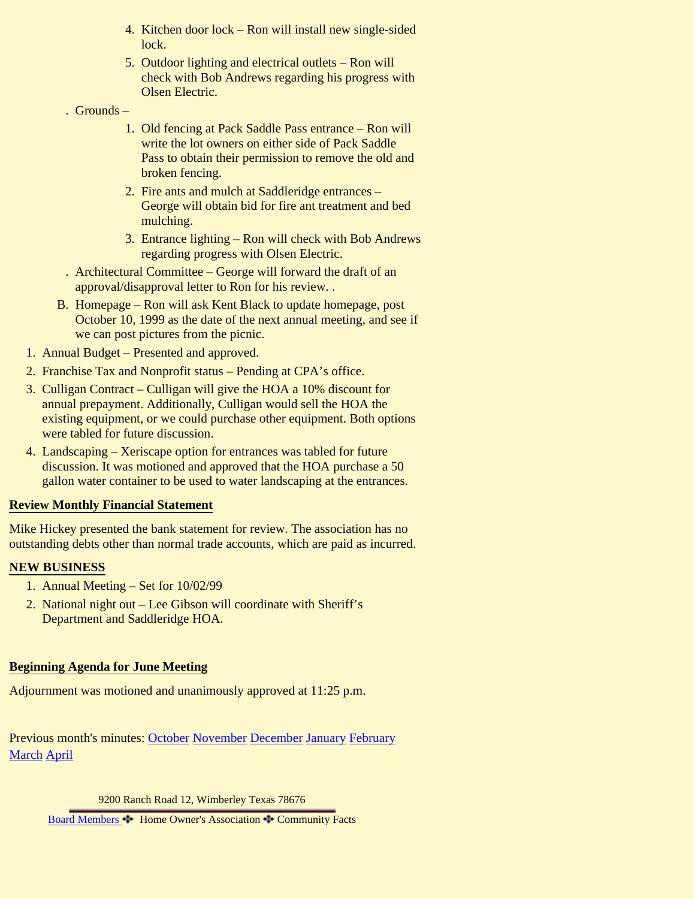4. Kitchen door lock – Ron will install new single-sided lock.
5. Outdoor lighting and electrical outlets – Ron will check with Bob Andrews regarding his progress with Olsen Electric.

. Grounds –

1. Old fencing at Pack Saddle Pass entrance – Ron will write the lot owners on either side of Pack Saddle Pass to obtain their permission to remove the old and broken fencing.
2. Fire ants and mulch at Saddleridge entrances – George will obtain bid for fire ant treatment and bed mulching.
3. Entrance lighting – Ron will check with Bob Andrews regarding progress with Olsen Electric.

. Architectural Committee – George will forward the draft of an approval/disapproval letter to Ron for his review. .

B. Homepage – Ron will ask Kent Black to update homepage, post October 10, 1999 as the date of the next annual meeting, and see if we can post pictures from the picnic.

1. Annual Budget – Presented and approved.
2. Franchise Tax and Nonprofit status – Pending at CPA's office.
3. Culligan Contract – Culligan will give the HOA a 10% discount for annual prepayment. Additionally, Culligan would sell the HOA the existing equipment, or we could purchase other equipment. Both options were tabled for future discussion.
4. Landscaping – Xeriscape option for entrances was tabled for future discussion. It was motioned and approved that the HOA purchase a 50 gallon water container to be used to water landscaping at the entrances.

**Review Monthly Financial Statement**

Mike Hickey presented the bank statement for review. The association has no outstanding debts other than normal trade accounts, which are paid as incurred.

**NEW BUSINESS**

1. Annual Meeting – Set for 10/02/99
2. National night out – Lee Gibson will coordinate with Sheriff's Department and Saddleridge HOA.

**Beginning Agenda for June Meeting**

Adjournment was motioned and unanimously approved at 11:25 p.m.

Previous month's minutes: October November December January February March April

9200 Ranch Road 12, Wimberley Texas 78676

Board Members ✣ Home Owner's Association ✣ Community Facts